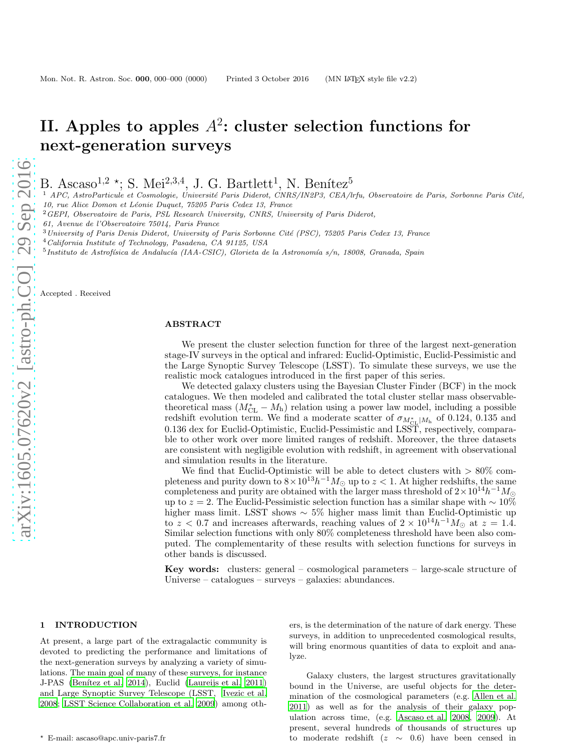# II. Apples to apples $A^2$: cluster selection functions for next-generation surveys

B. Ascaso[1,2] *; S. Mei[2,3,4], J. G. Bartlett[1], N. Benítez[5]

[1] APC, AstroParticule et Cosmologie, Université Paris Diderot, CNRS/IN2P3, CEA/lrfu, Observatoire de Paris, Sorbonne Paris Cité, 10, rue Alice Domon et Léonie Duquet, 75205 Paris Cedex 13, France

[2] GEPI, Observatoire de Paris, PSL Research University, CNRS, University of Paris Diderot, 61, Avenue de l'Observatoire 75014, Paris France

[3] University of Paris Denis Diderot, University of Paris Sorbonne Cité (PSC), 75205 Paris Cedex 13, France

[4] California Institute of Technology, Pasadena, CA 91125, USA

[5] Instituto de Astrofísica de Andalucía (IAA-CSIC), Glorieta de la Astronomía s/n, 18008, Granada, Spain

Accepted . Received

## ABSTRACT

We present the cluster selection function for three of the largest next-generation stage-IV surveys in the optical and infrared: Euclid-Optimistic, Euclid-Pessimistic and the Large Synoptic Survey Telescope (LSST). To simulate these surveys, we use the realistic mock catalogues introduced in the first paper of this series.

We detected galaxy clusters using the Bayesian Cluster Finder (BCF) in the mock catalogues. We then modeled and calibrated the total cluster stellar mass observable-theoretical mass ($M^*_{\rm CL} - M_{\rm h}$) relation using a power law model, including a possible redshift evolution term. We find a moderate scatter of $\sigma_{M^*_{\rm CL}|M_{\rm h}}$ of 0.124, 0.135 and 0.136 dex for Euclid-Optimistic, Euclid-Pessimistic and LSST, respectively, comparable to other work over more limited ranges of redshift. Moreover, the three datasets are consistent with negligible evolution with redshift, in agreement with observational and simulation results in the literature.

We find that Euclid-Optimistic will be able to detect clusters with $> 80\%$ completeness and purity down to $8\times10^{13}h^{-1}M_\odot$ up to $z < 1$. At higher redshifts, the same completeness and purity are obtained with the larger mass threshold of $2\times10^{14}h^{-1}M_\odot$ up to $z = 2$. The Euclid-Pessimistic selection function has a similar shape with $\sim 10\%$ higher mass limit. LSST shows $\sim 5\%$ higher mass limit than Euclid-Optimistic up to $z < 0.7$ and increases afterwards, reaching values of $2\times10^{14}h^{-1}M_\odot$ at $z = 1.4$. Similar selection functions with only 80% completeness threshold have been also computed. The complementarity of these results with selection functions for surveys in other bands is discussed.

**Key words:** clusters: general – cosmological parameters – large-scale structure of Universe – catalogues – surveys – galaxies: abundances.

## 1 INTRODUCTION

At present, a large part of the extragalactic community is devoted to predicting the performance and limitations of the next-generation surveys by analyzing a variety of simulations. The main goal of many of these surveys, for instance J-PAS (Benítez et al. 2014), Euclid (Laureijs et al. 2011) and Large Synoptic Survey Telescope (LSST, Ivezic et al. 2008; LSST Science Collaboration et al. 2009) among others, is the determination of the nature of dark energy. These surveys, in addition to unprecedented cosmological results, will bring enormous quantities of data to exploit and analyze.

Galaxy clusters, the largest structures gravitationally bound in the Universe, are useful objects for the determination of the cosmological parameters (e.g. Allen et al. 2011) as well as for the analysis of their galaxy population across time, (e.g. Ascaso et al. 2008, 2009). At present, several hundreds of thousands of structures up to moderate redshift ($z \sim 0.6$) have been censed in

* E-mail: ascaso@apc.univ-paris7.fr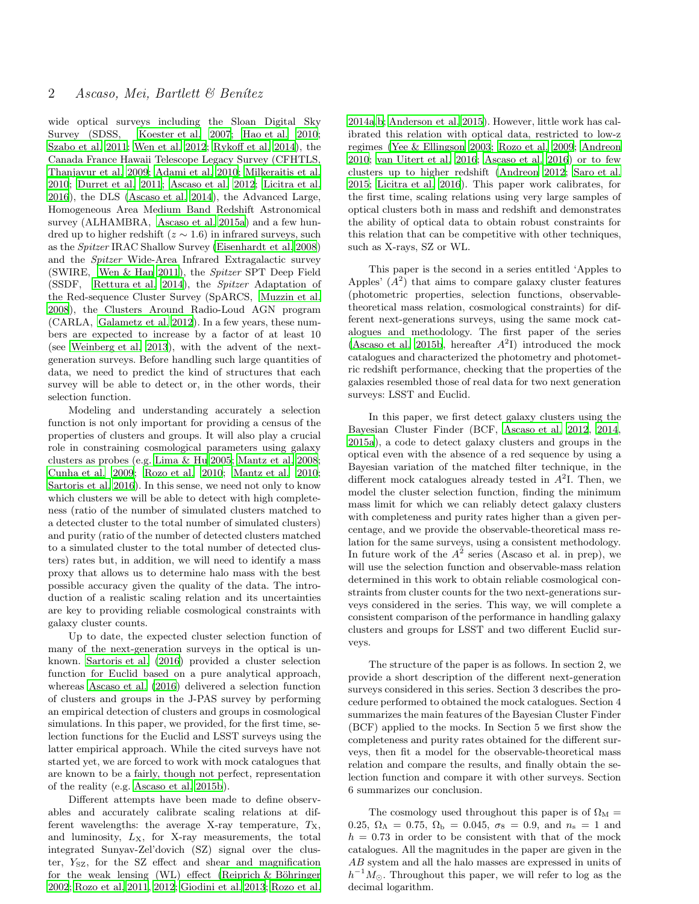wide optical surveys including the Sloan Digital Sky Survey (SDSS, Koester et al. 2007; Hao et al. 2010; Szabo et al. 2011; Wen et al. 2012; Rykoff et al. 2014), the Canada France Hawaii Telescope Legacy Survey (CFHTLS, Thanjavur et al. 2009; Adami et al. 2010; Milkeraitis et al. 2010; Durret et al. 2011; Ascaso et al. 2012; Licitra et al. 2016), the DLS (Ascaso et al. 2014), the Advanced Large, Homogeneous Area Medium Band Redshift Astronomical survey (ALHAMBRA, Ascaso et al. 2015a) and a few hundred up to higher redshift ($z \sim 1.6$) in infrared surveys, such as the *Spitzer* IRAC Shallow Survey (Eisenhardt et al. 2008) and the *Spitzer* Wide-Area Infrared Extragalactic survey (SWIRE, Wen & Han 2011), the *Spitzer* SPT Deep Field (SSDF, Rettura et al. 2014), the *Spitzer* Adaptation of the Red-sequence Cluster Survey (SpARCS, Muzzin et al. 2008), the Clusters Around Radio-Loud AGN program (CARLA, Galametz et al. 2012). In a few years, these numbers are expected to increase by a factor of at least 10 (see Weinberg et al. 2013), with the advent of the next-generation surveys. Before handling such large quantities of data, we need to predict the kind of structures that each survey will be able to detect or, in the other words, their selection function.

Modeling and understanding accurately a selection function is not only important for providing a census of the properties of clusters and groups. It will also play a crucial role in constraining cosmological parameters using galaxy clusters as probes (e.g. Lima & Hu 2005; Mantz et al. 2008; Cunha et al. 2009; Rozo et al. 2010; Mantz et al. 2010; Sartoris et al. 2016). In this sense, we need not only to know which clusters we will be able to detect with high completeness (ratio of the number of simulated clusters matched to a detected cluster to the total number of simulated clusters) and purity (ratio of the number of detected clusters matched to a simulated cluster to the total number of detected clusters) rates but, in addition, we will need to identify a mass proxy that allows us to determine halo mass with the best possible accuracy given the quality of the data. The introduction of a realistic scaling relation and its uncertainties are key to providing reliable cosmological constraints with galaxy cluster counts.

Up to date, the expected cluster selection function of many of the next-generation surveys in the optical is unknown. Sartoris et al. (2016) provided a cluster selection function for Euclid based on a pure analytical approach, whereas Ascaso et al. (2016) delivered a selection function of clusters and groups in the J-PAS survey by performing an empirical detection of clusters and groups in cosmological simulations. In this paper, we provided, for the first time, selection functions for the Euclid and LSST surveys using the latter empirical approach. While the cited surveys have not started yet, we are forced to work with mock catalogues that are known to be a fairly, though not perfect, representation of the reality (e.g. Ascaso et al. 2015b).

Different attempts have been made to define observables and accurately calibrate scaling relations at different wavelengths: the average X-ray temperature, $T_{\rm X}$, and luminosity, $L_{\rm X}$, for X-ray measurements, the total integrated Sunyav-Zel'dovich (SZ) signal over the cluster, $Y_{\rm SZ}$, for the SZ effect and shear and magnification for the weak lensing (WL) effect (Reiprich & Böhringer 2002; Rozo et al. 2011, 2012; Giodini et al. 2013; Rozo et al. 2014a,b; Anderson et al. 2015). However, little work has calibrated this relation with optical data, restricted to low-z regimes (Yee & Ellingson 2003; Rozo et al. 2009; Andreon 2010; van Uitert et al. 2016; Ascaso et al. 2016) or to few clusters up to higher redshift (Andreon 2012; Saro et al. 2015; Licitra et al. 2016). This paper work calibrates, for the first time, scaling relations using very large samples of optical clusters both in mass and redshift and demonstrates the ability of optical data to obtain robust constraints for this relation that can be competitive with other techniques, such as X-rays, SZ or WL.

This paper is the second in a series entitled 'Apples to Apples' ($A^2$) that aims to compare galaxy cluster features (photometric properties, selection functions, observable-theoretical mass relation, cosmological constraints) for different next-generations surveys, using the same mock catalogues and methodology. The first paper of the series (Ascaso et al. 2015b, hereafter $A^2$I) introduced the mock catalogues and characterized the photometry and photometric redshift performance, checking that the properties of the galaxies resembled those of real data for two next generation surveys: LSST and Euclid.

In this paper, we first detect galaxy clusters using the Bayesian Cluster Finder (BCF, Ascaso et al. 2012, 2014, 2015a), a code to detect galaxy clusters and groups in the optical even with the absence of a red sequence by using a Bayesian variation of the matched filter technique, in the different mock catalogues already tested in $A^2$I. Then, we model the cluster selection function, finding the minimum mass limit for which we can reliably detect galaxy clusters with completeness and purity rates higher than a given percentage, and we provide the observable-theoretical mass relation for the same surveys, using a consistent methodology. In future work of the $A^2$ series (Ascaso et al. in prep), we will use the selection function and observable-mass relation determined in this work to obtain reliable cosmological constraints from cluster counts for the two next-generations surveys considered in the series. This way, we will complete a consistent comparison of the performance in handling galaxy clusters and groups for LSST and two different Euclid surveys.

The structure of the paper is as follows. In section 2, we provide a short description of the different next-generation surveys considered in this series. Section 3 describes the procedure performed to obtained the mock catalogues. Section 4 summarizes the main features of the Bayesian Cluster Finder (BCF) applied to the mocks. In Section 5 we first show the completeness and purity rates obtained for the different surveys, then fit a model for the observable-theoretical mass relation and compare the results, and finally obtain the selection function and compare it with other surveys. Section 6 summarizes our conclusion.

The cosmology used throughout this paper is of $\Omega_{\rm M} = 0.25$, $\Omega_\Lambda = 0.75$, $\Omega_{\rm b} = 0.045$, $\sigma_8 = 0.9$, and $n_{\rm s} = 1$ and $h = 0.73$ in order to be consistent with that of the mock catalogues. All the magnitudes in the paper are given in the *AB* system and all the halo masses are expressed in units of $h^{-1}M_\odot$. Throughout this paper, we will refer to log as the decimal logarithm.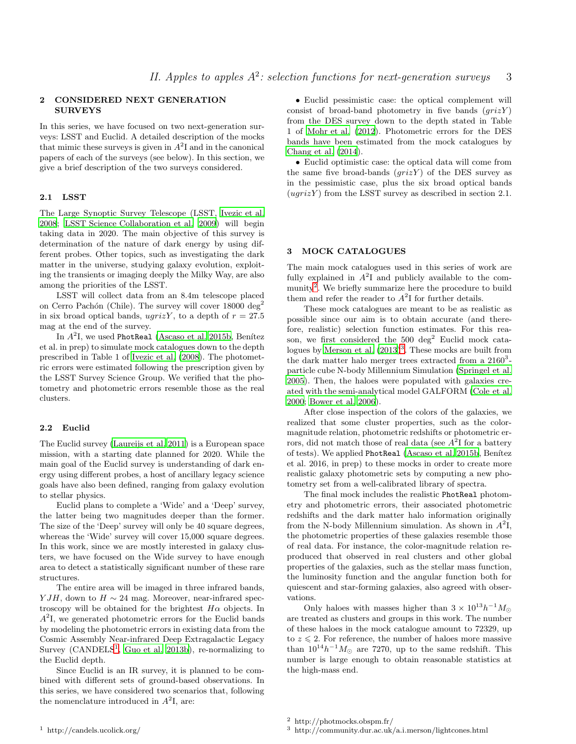## 2 CONSIDERED NEXT GENERATION SURVEYS

In this series, we have focused on two next-generation surveys: LSST and Euclid. A detailed description of the mocks that mimic these surveys is given in $A^2$I and in the canonical papers of each of the surveys (see below). In this section, we give a brief description of the two surveys considered.

### 2.1 LSST

The Large Synoptic Survey Telescope (LSST, Ivezic et al. 2008; LSST Science Collaboration et al. 2009) will begin taking data in 2020. The main objective of this survey is determination of the nature of dark energy by using different probes. Other topics, such as investigating the dark matter in the universe, studying galaxy evolution, exploiting the transients or imaging deeply the Milky Way, are also among the priorities of the LSST.

LSST will collect data from an 8.4m telescope placed on Cerro Pachón (Chile). The survey will cover 18000 deg$^2$ in six broad optical bands, $ugrizY$, to a depth of $r = 27.5$ mag at the end of the survey.

In $A^2$I, we used `PhotReal` (Ascaso et al. 2015b, Benítez et al. in prep) to simulate mock catalogues down to the depth prescribed in Table 1 of Ivezic et al. (2008). The photometric errors were estimated following the prescription given by the LSST Survey Science Group. We verified that the photometry and photometric errors resemble those as the real clusters.

### 2.2 Euclid

The Euclid survey (Laureijs et al. 2011) is a European space mission, with a starting date planned for 2020. While the main goal of the Euclid survey is understanding of dark energy using different probes, a host of ancillary legacy science goals have also been defined, ranging from galaxy evolution to stellar physics.

Euclid plans to complete a 'Wide' and a 'Deep' survey, the latter being two magnitudes deeper than the former. The size of the 'Deep' survey will only be 40 square degrees, whereas the 'Wide' survey will cover 15,000 square degrees. In this work, since we are mostly interested in galaxy clusters, we have focused on the Wide survey to have enough area to detect a statistically significant number of these rare structures.

The entire area will be imaged in three infrared bands, $YJH$, down to $H \sim 24$ mag. Moreover, near-infrared spectroscopy will be obtained for the brightest $H\alpha$ objects. In $A^2$I, we generated photometric errors for the Euclid bands by modeling the photometric errors in existing data from the Cosmic Assembly Near-infrared Deep Extragalactic Legacy Survey (CANDELS[1], Guo et al. 2013b), re-normalizing to the Euclid depth.

Since Euclid is an IR survey, it is planned to be combined with different sets of ground-based observations. In this series, we have considered two scenarios that, following the nomenclature introduced in $A^2$I, are:

- Euclid pessimistic case: the optical complement will consist of broad-band photometry in five bands ($grizY$) from the DES survey down to the depth stated in Table 1 of Mohr et al. (2012). Photometric errors for the DES bands have been estimated from the mock catalogues by Chang et al. (2014).
- Euclid optimistic case: the optical data will come from the same five broad-bands ($grizY$) of the DES survey as in the pessimistic case, plus the six broad optical bands ($ugrizY$) from the LSST survey as described in section 2.1.

## 3 MOCK CATALOGUES

The main mock catalogues used in this series of work are fully explained in $A^2$I and publicly available to the community[2]. We briefly summarize here the procedure to build them and refer the reader to $A^2$I for further details.

These mock catalogues are meant to be as realistic as possible since our aim is to obtain accurate (and therefore, realistic) selection function estimates. For this reason, we first considered the 500 deg$^2$ Euclid mock catalogues by Merson et al. (2013)[3]. These mocks are built from the dark matter halo merger trees extracted from a 2160$^3$-particle cube N-body Millennium Simulation (Springel et al. 2005). Then, the haloes were populated with galaxies created with the semi-analytical model GALFORM (Cole et al. 2000; Bower et al. 2006).

After close inspection of the colors of the galaxies, we realized that some cluster properties, such as the color-magnitude relation, photometric redshifts or photometric errors, did not match those of real data (see $A^2$I for a battery of tests). We applied `PhotReal` (Ascaso et al. 2015b, Benítez et al. 2016, in prep) to these mocks in order to create more realistic galaxy photometric sets by computing a new photometry set from a well-calibrated library of spectra.

The final mock includes the realistic `PhotReal` photometry and photometric errors, their associated photometric redshifts and the dark matter halo information originally from the N-body Millennium simulation. As shown in $A^2$I, the photometric properties of these galaxies resemble those of real data. For instance, the color-magnitude relation reproduced that observed in real clusters and other global properties of the galaxies, such as the stellar mass function, the luminosity function and the angular function both for quiescent and star-forming galaxies, also agreed with observations.

Only haloes with masses higher than $3 \times 10^{13} h^{-1} M_\odot$ are treated as clusters and groups in this work. The number of these haloes in the mock catalogue amount to 72329, up to $z \leqslant 2$. For reference, the number of haloes more massive than $10^{14} h^{-1} M_\odot$ are 7270, up to the same redshift. This number is large enough to obtain reasonable statistics at the high-mass end.

---

[1] http://candels.ucolick.org/

[2] http://photmocks.obspm.fr/

[3] http://community.dur.ac.uk/a.i.merson/lightcones.html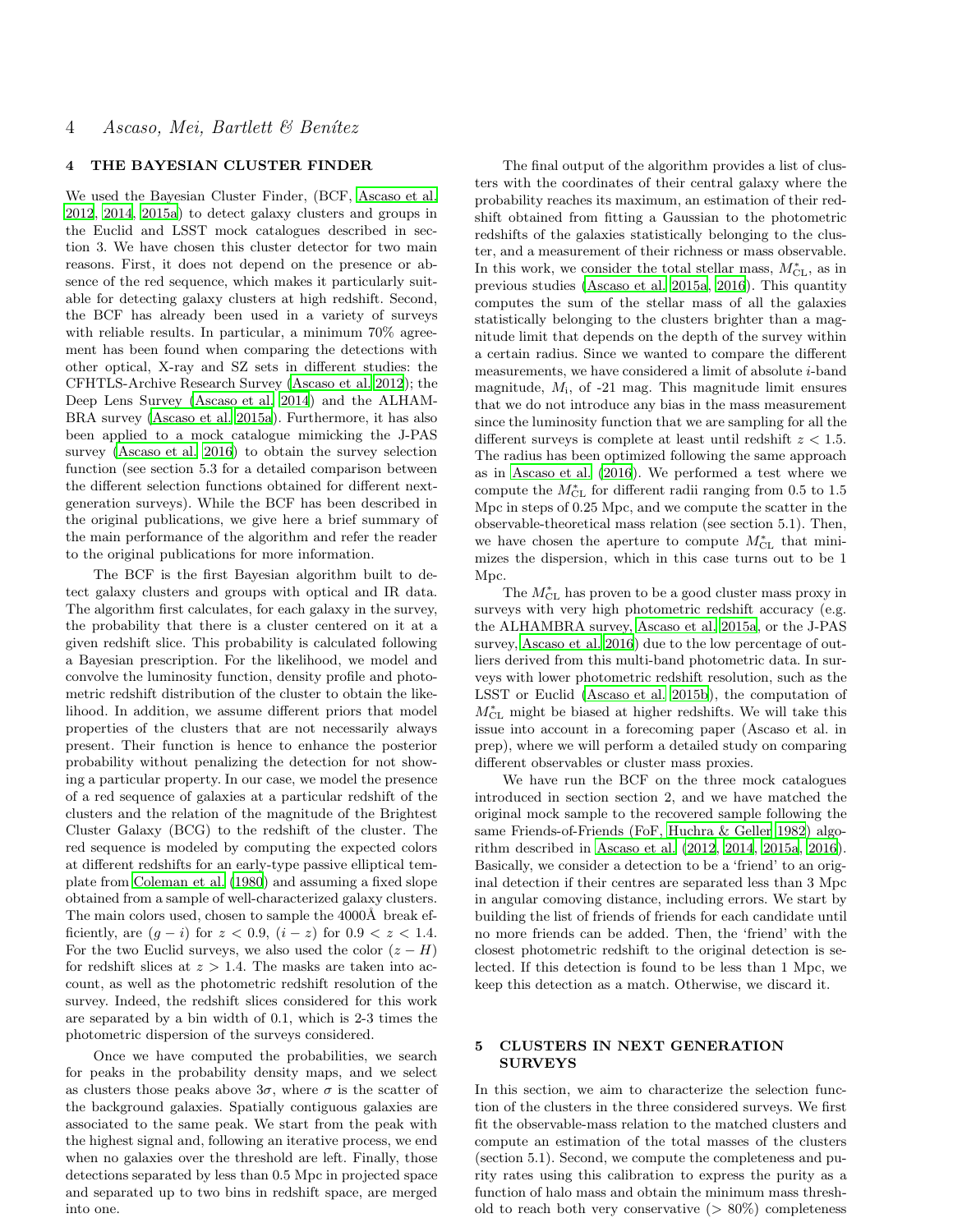## 4 THE BAYESIAN CLUSTER FINDER

We used the Bayesian Cluster Finder, (BCF, Ascaso et al. 2012, 2014, 2015a) to detect galaxy clusters and groups in the Euclid and LSST mock catalogues described in section 3. We have chosen this cluster detector for two main reasons. First, it does not depend on the presence or absence of the red sequence, which makes it particularly suitable for detecting galaxy clusters at high redshift. Second, the BCF has already been used in a variety of surveys with reliable results. In particular, a minimum 70% agreement has been found when comparing the detections with other optical, X-ray and SZ sets in different studies: the CFHTLS-Archive Research Survey (Ascaso et al. 2012); the Deep Lens Survey (Ascaso et al. 2014) and the ALHAMBRA survey (Ascaso et al. 2015a). Furthermore, it has also been applied to a mock catalogue mimicking the J-PAS survey (Ascaso et al. 2016) to obtain the survey selection function (see section 5.3 for a detailed comparison between the different selection functions obtained for different next-generation surveys). While the BCF has been described in the original publications, we give here a brief summary of the main performance of the algorithm and refer the reader to the original publications for more information.

The BCF is the first Bayesian algorithm built to detect galaxy clusters and groups with optical and IR data. The algorithm first calculates, for each galaxy in the survey, the probability that there is a cluster centered on it at a given redshift slice. This probability is calculated following a Bayesian prescription. For the likelihood, we model and convolve the luminosity function, density profile and photometric redshift distribution of the cluster to obtain the likelihood. In addition, we assume different priors that model properties of the clusters that are not necessarily always present. Their function is hence to enhance the posterior probability without penalizing the detection for not showing a particular property. In our case, we model the presence of a red sequence of galaxies at a particular redshift of the clusters and the relation of the magnitude of the Brightest Cluster Galaxy (BCG) to the redshift of the cluster. The red sequence is modeled by computing the expected colors at different redshifts for an early-type passive elliptical template from Coleman et al. (1980) and assuming a fixed slope obtained from a sample of well-characterized galaxy clusters. The main colors used, chosen to sample the 4000Å break efficiently, are $(g-i)$ for $z<0.9$, $(i-z)$ for $0.9<z<1.4$. For the two Euclid surveys, we also used the color $(z-H)$ for redshift slices at $z>1.4$. The masks are taken into account, as well as the photometric redshift resolution of the survey. Indeed, the redshift slices considered for this work are separated by a bin width of 0.1, which is 2-3 times the photometric dispersion of the surveys considered.

Once we have computed the probabilities, we search for peaks in the probability density maps, and we select as clusters those peaks above $3\sigma$, where $\sigma$ is the scatter of the background galaxies. Spatially contiguous galaxies are associated to the same peak. We start from the peak with the highest signal and, following an iterative process, we end when no galaxies over the threshold are left. Finally, those detections separated by less than 0.5 Mpc in projected space and separated up to two bins in redshift space, are merged into one.

The final output of the algorithm provides a list of clusters with the coordinates of their central galaxy where the probability reaches its maximum, an estimation of their redshift obtained from fitting a Gaussian to the photometric redshifts of the galaxies statistically belonging to the cluster, and a measurement of their richness or mass observable. In this work, we consider the total stellar mass, $M^{*}_{\rm CL}$, as in previous studies (Ascaso et al. 2015a, 2016). This quantity computes the sum of the stellar mass of all the galaxies statistically belonging to the clusters brighter than a magnitude limit that depends on the depth of the survey within a certain radius. Since we wanted to compare the different measurements, we have considered a limit of absolute $i$-band magnitude, $M_{\rm i}$, of -21 mag. This magnitude limit ensures that we do not introduce any bias in the mass measurement since the luminosity function that we are sampling for all the different surveys is complete at least until redshift $z<1.5$. The radius has been optimized following the same approach as in Ascaso et al. (2016). We performed a test where we compute the $M^{*}_{\rm CL}$ for different radii ranging from 0.5 to 1.5 Mpc in steps of 0.25 Mpc, and we compute the scatter in the observable-theoretical mass relation (see section 5.1). Then, we have chosen the aperture to compute $M^{*}_{\rm CL}$ that minimizes the dispersion, which in this case turns out to be 1 Mpc.

The $M^{*}_{\rm CL}$ has proven to be a good cluster mass proxy in surveys with very high photometric redshift accuracy (e.g. the ALHAMBRA survey, Ascaso et al. 2015a, or the J-PAS survey, Ascaso et al. 2016) due to the low percentage of outliers derived from this multi-band photometric data. In surveys with lower photometric redshift resolution, such as the LSST or Euclid (Ascaso et al. 2015b), the computation of $M^{*}_{\rm CL}$ might be biased at higher redshifts. We will take this issue into account in a forecoming paper (Ascaso et al. in prep), where we will perform a detailed study on comparing different observables or cluster mass proxies.

We have run the BCF on the three mock catalogues introduced in section section 2, and we have matched the original mock sample to the recovered sample following the same Friends-of-Friends (FoF, Huchra & Geller 1982) algorithm described in Ascaso et al. (2012, 2014, 2015a, 2016). Basically, we consider a detection to be a 'friend' to an original detection if their centres are separated less than 3 Mpc in angular comoving distance, including errors. We start by building the list of friends of friends for each candidate until no more friends can be added. Then, the 'friend' with the closest photometric redshift to the original detection is selected. If this detection is found to be less than 1 Mpc, we keep this detection as a match. Otherwise, we discard it.

## 5 CLUSTERS IN NEXT GENERATION SURVEYS

In this section, we aim to characterize the selection function of the clusters in the three considered surveys. We first fit the observable-mass relation to the matched clusters and compute an estimation of the total masses of the clusters (section 5.1). Second, we compute the completeness and purity rates using this calibration to express the purity as a function of halo mass and obtain the minimum mass threshold to reach both very conservative (> 80%) completeness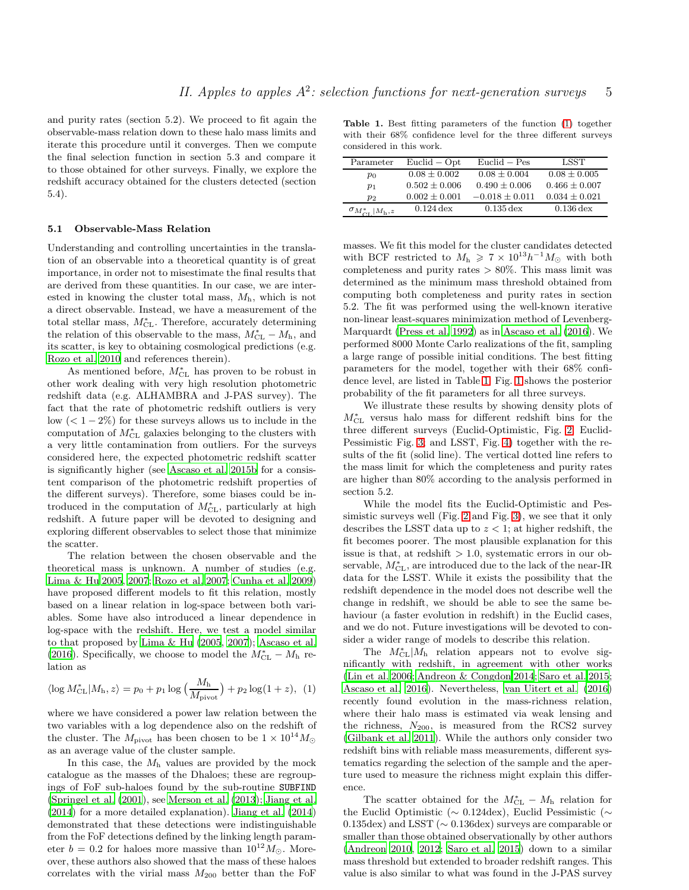and purity rates (section 5.2). We proceed to fit again the observable-mass relation down to these halo mass limits and iterate this procedure until it converges. Then we compute the final selection function in section 5.3 and compare it to those obtained for other surveys. Finally, we explore the redshift accuracy obtained for the clusters detected (section 5.4).

### 5.1 Observable-Mass Relation

Understanding and controlling uncertainties in the translation of an observable into a theoretical quantity is of great importance, in order not to misestimate the final results that are derived from these quantities. In our case, we are interested in knowing the cluster total mass, $M_{\rm h}$, which is not a direct observable. Instead, we have a measurement of the total stellar mass, $M^*_{\rm CL}$. Therefore, accurately determining the relation of this observable to the mass, $M^*_{\rm CL} - M_{\rm h}$, and its scatter, is key to obtaining cosmological predictions (e.g. Rozo et al. 2010 and references therein).

As mentioned before, $M^*_{\rm CL}$ has proven to be robust in other work dealing with very high resolution photometric redshift data (e.g. ALHAMBRA and J-PAS survey). The fact that the rate of photometric redshift outliers is very low ($< 1-2\%$) for these surveys allows us to include in the computation of $M^*_{\rm CL}$ galaxies belonging to the clusters with a very little contamination from outliers. For the surveys considered here, the expected photometric redshift scatter is significantly higher (see Ascaso et al. 2015b for a consistent comparison of the photometric redshift properties of the different surveys). Therefore, some biases could be introduced in the computation of $M^*_{\rm CL}$, particularly at high redshift. A future paper will be devoted to designing and exploring different observables to select those that minimize the scatter.

The relation between the chosen observable and the theoretical mass is unknown. A number of studies (e.g. Lima & Hu 2005, 2007; Rozo et al. 2007; Cunha et al. 2009) have proposed different models to fit this relation, mostly based on a linear relation in log-space between both variables. Some have also introduced a linear dependence in log-space with the redshift. Here, we test a model similar to that proposed by Lima & Hu (2005, 2007); Ascaso et al. (2016). Specifically, we choose to model the $M^*_{\rm CL} - M_{\rm h}$ relation as

$$\langle \log M^*_{\rm CL} | M_{\rm h}, z\rangle = p_0 + p_1 \log\left(\frac{M_{\rm h}}{M_{\rm pivot}}\right) + p_2 \log(1+z), \quad (1)$$

where we have considered a power law relation between the two variables with a log dependence also on the redshift of the cluster. The $M_{\rm pivot}$ has been chosen to be $1 \times 10^{14} M_\odot$ as an average value of the cluster sample.

In this case, the $M_{\rm h}$ values are provided by the mock catalogue as the masses of the Dhaloes; these are regroupings of FoF sub-haloes found by the sub-routine `SUBFIND` (Springel et al. (2001), see Merson et al. (2013); Jiang et al. (2014) for a more detailed explanation). Jiang et al. (2014) demonstrated that these detections were indistinguishable from the FoF detections defined by the linking length parameter $b = 0.2$ for haloes more massive than $10^{12} M_\odot$. Moreover, these authors also showed that the mass of these haloes correlates with the virial mass $M_{200}$ better than the FoF masses. We fit this model for the cluster candidates detected with BCF restricted to $M_{\rm h} \geqslant 7 \times 10^{13} h^{-1} M_\odot$ with both completeness and purity rates $> 80\%$. This mass limit was determined as the minimum mass threshold obtained from computing both completeness and purity rates in section 5.2. The fit was performed using the well-known iterative non-linear least-squares minimization method of Levenberg-Marquardt (Press et al. 1992) as in Ascaso et al. (2016). We performed 8000 Monte Carlo realizations of the fit, sampling a large range of possible initial conditions. The best fitting parameters for the model, together with their 68% confidence level, are listed in Table 1. Fig. 1 shows the posterior probability of the fit parameters for all three surveys.

**Table 1.** Best fitting parameters of the function (1) together with their 68% confidence level for the three different surveys considered in this work.

| Parameter | Euclid − Opt | Euclid − Pes | LSST |
|---|---|---|---|
| $p_0$ | $0.08 \pm 0.002$ | $0.08 \pm 0.004$ | $0.08 \pm 0.005$ |
| $p_1$ | $0.502 \pm 0.006$ | $0.490 \pm 0.006$ | $0.466 \pm 0.007$ |
| $p_2$ | $0.002 \pm 0.001$ | $-0.018 \pm 0.011$ | $0.034 \pm 0.021$ |
| $\sigma_{M^*_{\rm CL}\vert M_{\rm h},z}$ | 0.124 dex | 0.135 dex | 0.136 dex |

We illustrate these results by showing density plots of $M^*_{\rm CL}$ versus halo mass for different redshift bins for the three different surveys (Euclid-Optimistic, Fig. 2, Euclid-Pessimistic Fig. 3, and LSST, Fig. 4) together with the results of the fit (solid line). The vertical dotted line refers to the mass limit for which the completeness and purity rates are higher than 80% according to the analysis performed in section 5.2.

While the model fits the Euclid-Optimistic and Pessimistic surveys well (Fig. 2 and Fig. 3), we see that it only describes the LSST data up to $z < 1$; at higher redshift, the fit becomes poorer. The most plausible explanation for this issue is that, at redshift $> 1.0$, systematic errors in our observable, $M^*_{\rm CL}$, are introduced due to the lack of the near-IR data for the LSST. While it exists the possibility that the redshift dependence in the model does not describe well the change in redshift, we should be able to see the same behaviour (a faster evolution in redshift) in the Euclid cases, and we do not. Future investigations will be devoted to consider a wider range of models to describe this relation.

The $M^*_{\rm CL}|M_{\rm h}$ relation appears not to evolve significantly with redshift, in agreement with other works (Lin et al. 2006; Andreon & Congdon 2014; Saro et al. 2015; Ascaso et al. 2016). Nevertheless, van Uitert et al. (2016) recently found evolution in the mass-richness relation, where their halo mass is estimated via weak lensing and the richness, $N_{200}$, is measured from the RCS2 survey (Gilbank et al. 2011). While the authors only consider two redshift bins with reliable mass measurements, different systematics regarding the selection of the sample and the aperture used to measure the richness might explain this difference.

The scatter obtained for the $M^*_{\rm CL} - M_{\rm h}$ relation for the Euclid Optimistic ($\sim 0.124$dex), Euclid Pessimistic ($\sim 0.135$dex) and LSST ($\sim 0.136$dex) surveys are comparable or smaller than those obtained observationally by other authors (Andreon 2010, 2012; Saro et al. 2015) down to a similar mass threshold but extended to broader redshift ranges. This value is also similar to what was found in the J-PAS survey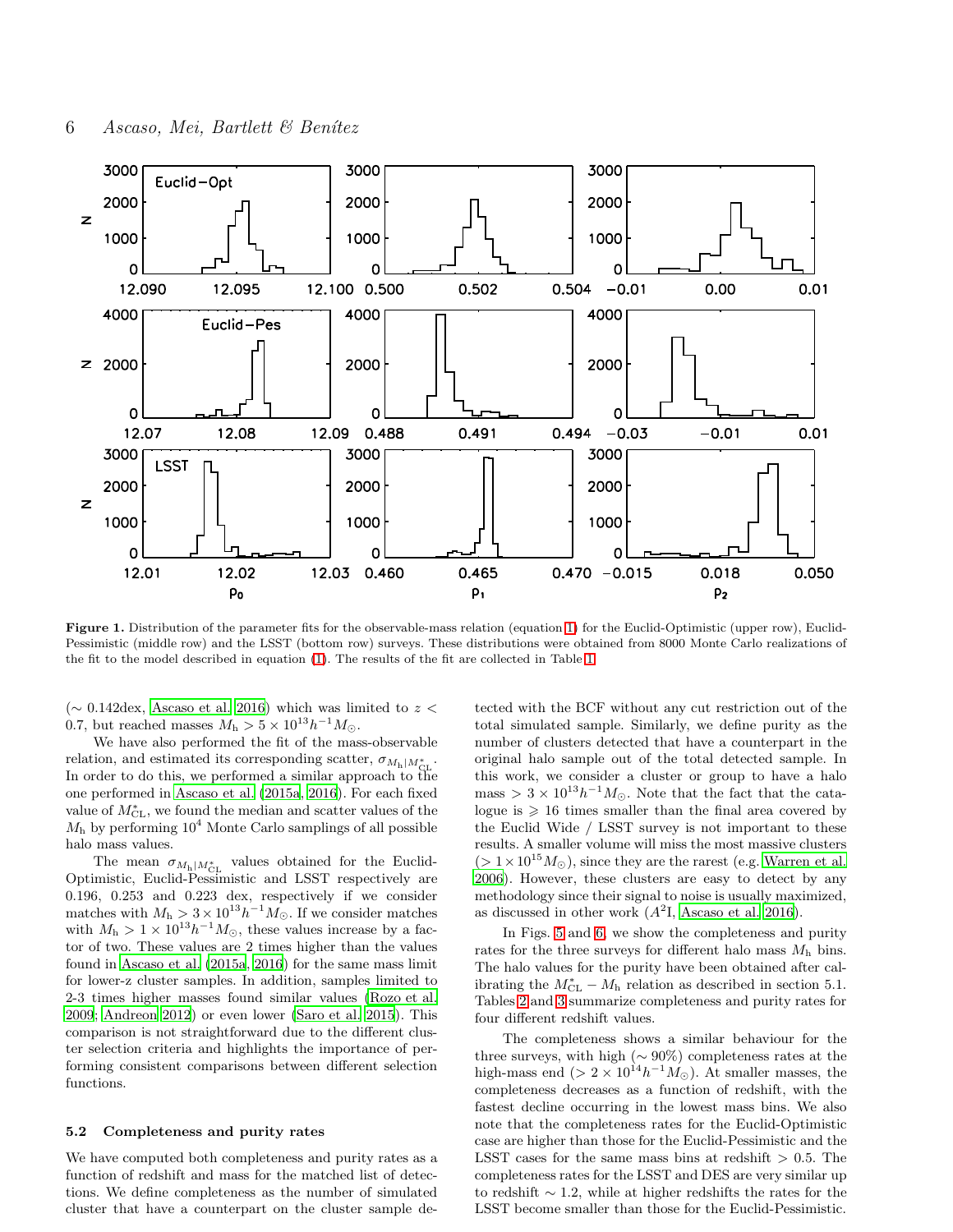**Figure 1.** Distribution of the parameter fits for the observable-mass relation (equation 1) for the Euclid-Optimistic (upper row), Euclid-Pessimistic (middle row) and the LSST (bottom row) surveys. These distributions were obtained from 8000 Monte Carlo realizations of the fit to the model described in equation (1). The results of the fit are collected in Table 1.

($\sim 0.142$dex, Ascaso et al. 2016) which was limited to $z < 0.7$, but reached masses $M_{\rm h} > 5 \times 10^{13} h^{-1} M_{\odot}$.

We have also performed the fit of the mass-observable relation, and estimated its corresponding scatter, $\sigma_{M_{\rm h}|M^{*}_{\rm CL}}$. In order to do this, we performed a similar approach to the one performed in Ascaso et al. (2015a, 2016). For each fixed value of $M^{*}_{\rm CL}$, we found the median and scatter values of the $M_{\rm h}$ by performing $10^4$ Monte Carlo samplings of all possible halo mass values.

The mean $\sigma_{M_{\rm h}|M^{*}_{\rm CL}}$ values obtained for the Euclid-Optimistic, Euclid-Pessimistic and LSST respectively are 0.196, 0.253 and 0.223 dex, respectively if we consider matches with $M_{\rm h} > 3 \times 10^{13} h^{-1} M_{\odot}$. If we consider matches with $M_{\rm h} > 1 \times 10^{13} h^{-1} M_{\odot}$, these values increase by a factor of two. These values are 2 times higher than the values found in Ascaso et al. (2015a, 2016) for the same mass limit for lower-z cluster samples. In addition, samples limited to 2-3 times higher masses found similar values (Rozo et al. 2009; Andreon 2012) or even lower (Saro et al. 2015). This comparison is not straightforward due to the different cluster selection criteria and highlights the importance of performing consistent comparisons between different selection functions.

### 5.2 Completeness and purity rates

We have computed both completeness and purity rates as a function of redshift and mass for the matched list of detections. We define completeness as the number of simulated cluster that have a counterpart on the cluster sample detected with the BCF without any cut restriction out of the total simulated sample. Similarly, we define purity as the number of clusters detected that have a counterpart in the original halo sample out of the total detected sample. In this work, we consider a cluster or group to have a halo mass $> 3 \times 10^{13} h^{-1} M_{\odot}$. Note that the fact that the catalogue is $\geqslant 16$ times smaller than the final area covered by the Euclid Wide / LSST survey is not important to these results. A smaller volume will miss the most massive clusters ($> 1 \times 10^{15} M_{\odot}$), since they are the rarest (e.g. Warren et al. 2006). However, these clusters are easy to detect by any methodology since their signal to noise is usually maximized, as discussed in other work ($A^2$I, Ascaso et al. 2016).

In Figs. 5 and 6, we show the completeness and purity rates for the three surveys for different halo mass $M_{\rm h}$ bins. The halo values for the purity have been obtained after calibrating the $M^{*}_{\rm CL} - M_{\rm h}$ relation as described in section 5.1. Tables 2 and 3 summarize completeness and purity rates for four different redshift values.

The completeness shows a similar behaviour for the three surveys, with high ($\sim 90\%$) completeness rates at the high-mass end ($> 2 \times 10^{14} h^{-1} M_{\odot}$). At smaller masses, the completeness decreases as a function of redshift, with the fastest decline occurring in the lowest mass bins. We also note that the completeness rates for the Euclid-Optimistic case are higher than those for the Euclid-Pessimistic and the LSST cases for the same mass bins at redshift $> 0.5$. The completeness rates for the LSST and DES are very similar up to redshift $\sim 1.2$, while at higher redshifts the rates for the LSST become smaller than those for the Euclid-Pessimistic.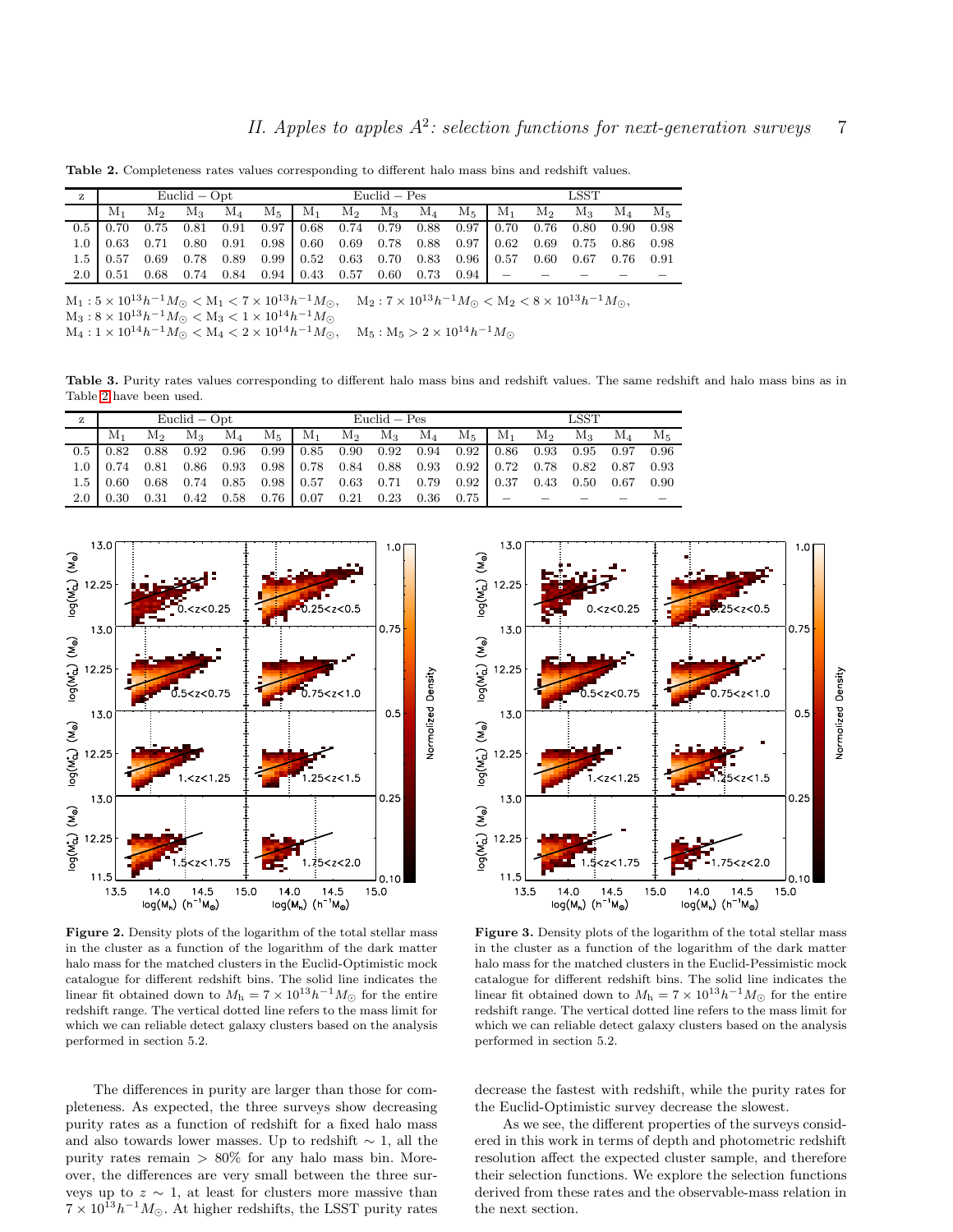**Table 2.** Completeness rates values corresponding to different halo mass bins and redshift values.

| z | Euclid − Opt | | | | | Euclid − Pes | | | | | LSST | | | | |
|---|---|---|---|---|---|---|---|---|---|---|---|---|---|---|---|
| | $M_1$ | $M_2$ | $M_3$ | $M_4$ | $M_5$ | $M_1$ | $M_2$ | $M_3$ | $M_4$ | $M_5$ | $M_1$ | $M_2$ | $M_3$ | $M_4$ | $M_5$ |
| 0.5 | 0.70 | 0.75 | 0.81 | 0.91 | 0.97 | 0.68 | 0.74 | 0.79 | 0.88 | 0.97 | 0.70 | 0.76 | 0.80 | 0.90 | 0.98 |
| 1.0 | 0.63 | 0.71 | 0.80 | 0.91 | 0.98 | 0.60 | 0.69 | 0.78 | 0.88 | 0.97 | 0.62 | 0.69 | 0.75 | 0.86 | 0.98 |
| 1.5 | 0.57 | 0.69 | 0.78 | 0.89 | 0.99 | 0.52 | 0.63 | 0.70 | 0.83 | 0.96 | 0.57 | 0.60 | 0.67 | 0.76 | 0.91 |
| 2.0 | 0.51 | 0.68 | 0.74 | 0.84 | 0.94 | 0.43 | 0.57 | 0.60 | 0.73 | 0.94 | – | – | – | – | – |

$M_1 : 5 \times 10^{13} h^{-1} M_\odot < M_1 < 7 \times 10^{13} h^{-1} M_\odot$, $M_2 : 7 \times 10^{13} h^{-1} M_\odot < M_2 < 8 \times 10^{13} h^{-1} M_\odot$,
$M_3 : 8 \times 10^{13} h^{-1} M_\odot < M_3 < 1 \times 10^{14} h^{-1} M_\odot$
$M_4 : 1 \times 10^{14} h^{-1} M_\odot < M_4 < 2 \times 10^{14} h^{-1} M_\odot$, $M_5 : M_5 > 2 \times 10^{14} h^{-1} M_\odot$

**Table 3.** Purity rates values corresponding to different halo mass bins and redshift values. The same redshift and halo mass bins as in Table 2 have been used.

| z | Euclid − Opt | | | | | Euclid − Pes | | | | | LSST | | | | |
|---|---|---|---|---|---|---|---|---|---|---|---|---|---|---|---|
| | $M_1$ | $M_2$ | $M_3$ | $M_4$ | $M_5$ | $M_1$ | $M_2$ | $M_3$ | $M_4$ | $M_5$ | $M_1$ | $M_2$ | $M_3$ | $M_4$ | $M_5$ |
| 0.5 | 0.82 | 0.88 | 0.92 | 0.96 | 0.99 | 0.85 | 0.90 | 0.92 | 0.94 | 0.92 | 0.86 | 0.93 | 0.95 | 0.97 | 0.96 |
| 1.0 | 0.74 | 0.81 | 0.86 | 0.93 | 0.98 | 0.78 | 0.84 | 0.88 | 0.93 | 0.92 | 0.72 | 0.78 | 0.82 | 0.87 | 0.93 |
| 1.5 | 0.60 | 0.68 | 0.74 | 0.85 | 0.98 | 0.57 | 0.63 | 0.71 | 0.79 | 0.92 | 0.37 | 0.43 | 0.50 | 0.67 | 0.90 |
| 2.0 | 0.30 | 0.31 | 0.42 | 0.58 | 0.76 | 0.07 | 0.21 | 0.23 | 0.36 | 0.75 | – | – | – | – | – |

**Figure 2.** Density plots of the logarithm of the total stellar mass in the cluster as a function of the logarithm of the dark matter halo mass for the matched clusters in the Euclid-Optimistic mock catalogue for different redshift bins. The solid line indicates the linear fit obtained down to $M_\mathrm{h} = 7 \times 10^{13} h^{-1} M_\odot$ for the entire redshift range. The vertical dotted line refers to the mass limit for which we can reliable detect galaxy clusters based on the analysis performed in section 5.2.

**Figure 3.** Density plots of the logarithm of the total stellar mass in the cluster as a function of the logarithm of the dark matter halo mass for the matched clusters in the Euclid-Pessimistic mock catalogue for different redshift bins. The solid line indicates the linear fit obtained down to $M_\mathrm{h} = 7 \times 10^{13} h^{-1} M_\odot$ for the entire redshift range. The vertical dotted line refers to the mass limit for which we can reliable detect galaxy clusters based on the analysis performed in section 5.2.

The differences in purity are larger than those for completeness. As expected, the three surveys show decreasing purity rates as a function of redshift for a fixed halo mass and also towards lower masses. Up to redshift $\sim 1$, all the purity rates remain $> 80\%$ for any halo mass bin. Moreover, the differences are very small between the three surveys up to $z \sim 1$, at least for clusters more massive than $7 \times 10^{13} h^{-1} M_\odot$. At higher redshifts, the LSST purity rates decrease the fastest with redshift, while the purity rates for the Euclid-Optimistic survey decrease the slowest.

As we see, the different properties of the surveys considered in this work in terms of depth and photometric redshift resolution affect the expected cluster sample, and therefore their selection functions. We explore the selection functions derived from these rates and the observable-mass relation in the next section.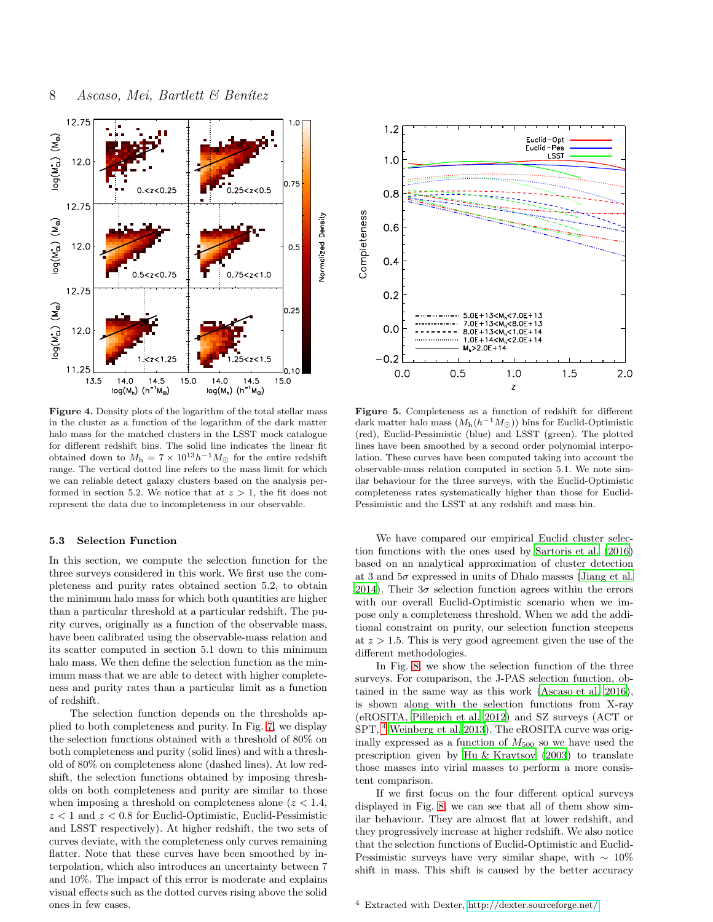**Figure 4.** Density plots of the logarithm of the total stellar mass in the cluster as a function of the logarithm of the dark matter halo mass for the matched clusters in the LSST mock catalogue for different redshift bins. The solid line indicates the linear fit obtained down to $M_{\rm h} = 7 \times 10^{13} h^{-1} M_{\odot}$ for the entire redshift range. The vertical dotted line refers to the mass limit for which we can reliable detect galaxy clusters based on the analysis performed in section 5.2. We notice that at $z > 1$, the fit does not represent the data due to incompleteness in our observable.

**Figure 5.** Completeness as a function of redshift for different dark matter halo mass ($M_{\rm h}(h^{-1}M_{\odot})$) bins for Euclid-Optimistic (red), Euclid-Pessimistic (blue) and LSST (green). The plotted lines have been smoothed by a second order polynomial interpolation. These curves have been computed taking into account the observable-mass relation computed in section 5.1. We note similar behaviour for the three surveys, with the Euclid-Optimistic completeness rates systematically higher than those for Euclid-Pessimistic and the LSST at any redshift and mass bin.

### 5.3 Selection Function

In this section, we compute the selection function for the three surveys considered in this work. We first use the completeness and purity rates obtained section 5.2, to obtain the minimum halo mass for which both quantities are higher than a particular threshold at a particular redshift. The purity curves, originally as a function of the observable mass, have been calibrated using the observable-mass relation and its scatter computed in section 5.1 down to this minimum halo mass. We then define the selection function as the minimum mass that we are able to detect with higher completeness and purity rates than a particular limit as a function of redshift.

The selection function depends on the thresholds applied to both completeness and purity. In Fig. 7, we display the selection functions obtained with a threshold of 80% on both completeness and purity (solid lines) and with a threshold of 80% on completeness alone (dashed lines). At low redshift, the selection functions obtained by imposing thresholds on both completeness and purity are similar to those when imposing a threshold on completeness alone ($z < 1.4$, $z < 1$ and $z < 0.8$ for Euclid-Optimistic, Euclid-Pessimistic and LSST respectively). At higher redshift, the two sets of curves deviate, with the completeness only curves remaining flatter. Note that these curves have been smoothed by interpolation, which also introduces an uncertainty between 7 and 10%. The impact of this error is moderate and explains visual effects such as the dotted curves rising above the solid ones in few cases.

We have compared our empirical Euclid cluster selection functions with the ones used by Sartoris et al. (2016) based on an analytical approximation of cluster detection at 3 and 5$\sigma$ expressed in units of Dhalo masses (Jiang et al. 2014). Their 3$\sigma$ selection function agrees within the errors with our overall Euclid-Optimistic scenario when we impose only a completeness threshold. When we add the additional constraint on purity, our selection function steepens at $z > 1.5$. This is very good agreement given the use of the different methodologies.

In Fig. 8, we show the selection function of the three surveys. For comparison, the J-PAS selection function, obtained in the same way as this work (Ascaso et al. 2016), is shown along with the selection functions from X-ray (eROSITA, Pillepich et al. 2012) and SZ surveys (ACT or SPT,[4] Weinberg et al. 2013). The eROSITA curve was originally expressed as a function of $M_{500}$ so we have used the prescription given by Hu & Kravtsov (2003) to translate those masses into virial masses to perform a more consistent comparison.

If we first focus on the four different optical surveys displayed in Fig. 8, we can see that all of them show similar behaviour. They are almost flat at lower redshift, and they progressively increase at higher redshift. We also notice that the selection functions of Euclid-Optimistic and Euclid-Pessimistic surveys have very similar shape, with $\sim$ 10% shift in mass. This shift is caused by the better accuracy

[4] Extracted with Dexter, http://dexter.sourceforge.net/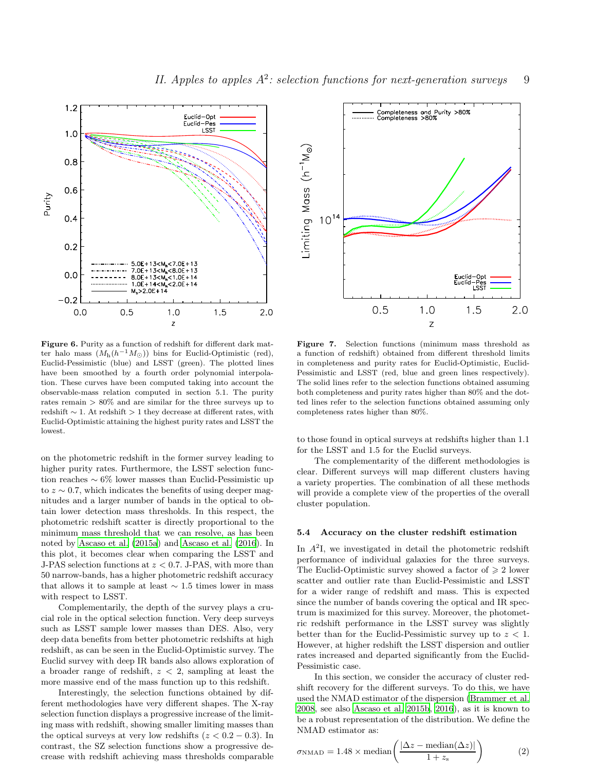**Figure 6.** Purity as a function of redshift for different dark matter halo mass ($M_{\rm h}(h^{-1}M_{\odot})$) bins for Euclid-Optimistic (red), Euclid-Pessimistic (blue) and LSST (green). The plotted lines have been smoothed by a fourth order polynomial interpolation. These curves have been computed taking into account the observable-mass relation computed in section 5.1. The purity rates remain $> 80\%$ and are similar for the three surveys up to redshift $\sim 1$. At redshift $> 1$ they decrease at different rates, with Euclid-Optimistic attaining the highest purity rates and LSST the lowest.

**Figure 7.** Selection functions (minimum mass threshold as a function of redshift) obtained from different threshold limits in completeness and purity rates for Euclid-Optimistic, Euclid-Pessimistic and LSST (red, blue and green lines respectively). The solid lines refer to the selection functions obtained assuming both completeness and purity rates higher than 80% and the dotted lines refer to the selection functions obtained assuming only completeness rates higher than 80%.

on the photometric redshift in the former survey leading to higher purity rates. Furthermore, the LSST selection function reaches $\sim 6\%$ lower masses than Euclid-Pessimistic up to $z \sim 0.7$, which indicates the benefits of using deeper magnitudes and a larger number of bands in the optical to obtain lower detection mass thresholds. In this respect, the photometric redshift scatter is directly proportional to the minimum mass threshold that we can resolve, as has been noted by Ascaso et al. (2015a) and Ascaso et al. (2016). In this plot, it becomes clear when comparing the LSST and J-PAS selection functions at $z < 0.7$. J-PAS, with more than 50 narrow-bands, has a higher photometric redshift accuracy that allows it to sample at least $\sim 1.5$ times lower in mass with respect to LSST.

Complementarily, the depth of the survey plays a crucial role in the optical selection function. Very deep surveys such as LSST sample lower masses than DES. Also, very deep data benefits from better photometric redshifts at high redshift, as can be seen in the Euclid-Optimistic survey. The Euclid survey with deep IR bands also allows exploration of a broader range of redshift, $z < 2$, sampling at least the more massive end of the mass function up to this redshift.

Interestingly, the selection functions obtained by different methodologies have very different shapes. The X-ray selection function displays a progressive increase of the limiting mass with redshift, showing smaller limiting masses than the optical surveys at very low redshifts ($z < 0.2-0.3$). In contrast, the SZ selection functions show a progressive decrease with redshift achieving mass thresholds comparable to those found in optical surveys at redshifts higher than 1.1 for the LSST and 1.5 for the Euclid surveys.

The complementarity of the different methodologies is clear. Different surveys will map different clusters having a variety properties. The combination of all these methods will provide a complete view of the properties of the overall cluster population.

### 5.4 Accuracy on the cluster redshift estimation

In $A^2$I, we investigated in detail the photometric redshift performance of individual galaxies for the three surveys. The Euclid-Optimistic survey showed a factor of $\geqslant 2$ lower scatter and outlier rate than Euclid-Pessimistic and LSST for a wider range of redshift and mass. This is expected since the number of bands covering the optical and IR spectrum is maximized for this survey. Moreover, the photometric redshift performance in the LSST survey was slightly better than for the Euclid-Pessimistic survey up to $z < 1$. However, at higher redshift the LSST dispersion and outlier rates increased and departed significantly from the Euclid-Pessimistic case.

In this section, we consider the accuracy of cluster redshift recovery for the different surveys. To do this, we have used the NMAD estimator of the dispersion (Brammer et al. 2008, see also Ascaso et al. 2015b, 2016), as it is known to be a robust representation of the distribution. We define the NMAD estimator as:

$$\sigma_{\rm NMAD} = 1.48 \times {\rm median}\left(\frac{|\Delta z - {\rm median}(\Delta z)|}{1+z_{\rm s}}\right) \qquad (2)$$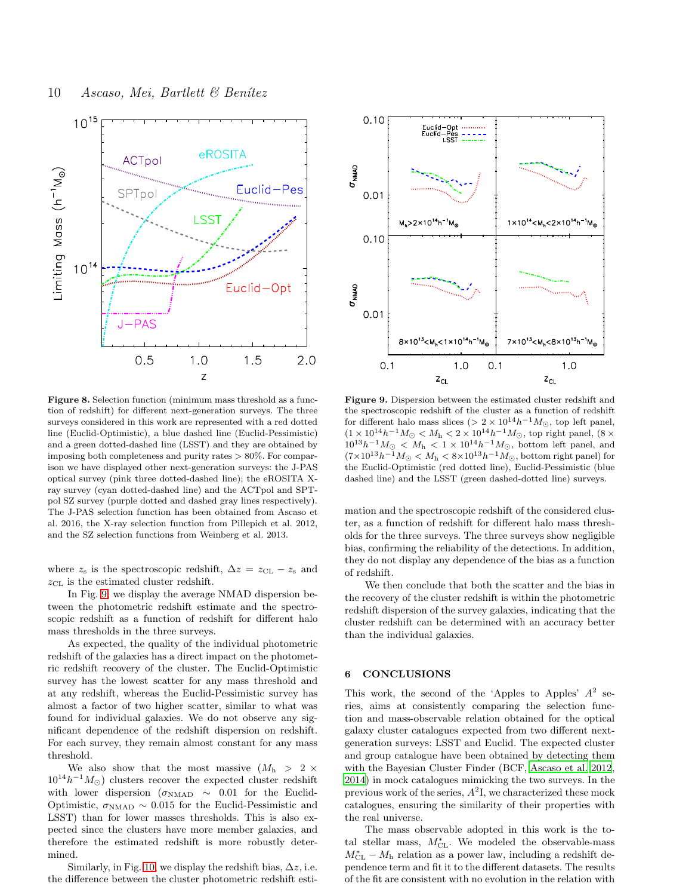**Figure 8.** Selection function (minimum mass threshold as a function of redshift) for different next-generation surveys. The three surveys considered in this work are represented with a red dotted line (Euclid-Optimistic), a blue dashed line (Euclid-Pessimistic) and a green dotted-dashed line (LSST) and they are obtained by imposing both completeness and purity rates > 80%. For comparison we have displayed other next-generation surveys: the J-PAS optical survey (pink three dotted-dashed line); the eROSITA X-ray survey (cyan dotted-dashed line) and the ACTpol and SPT-pol SZ survey (purple dotted and dashed gray lines respectively). The J-PAS selection function has been obtained from Ascaso et al. 2016, the X-ray selection function from Pillepich et al. 2012, and the SZ selection functions from Weinberg et al. 2013.

**Figure 9.** Dispersion between the estimated cluster redshift and the spectroscopic redshift of the cluster as a function of redshift for different halo mass slices ($> 2 \times 10^{14} h^{-1} M_{\odot}$, top left panel, ($1 \times 10^{14} h^{-1} M_{\odot} < M_{\rm h} < 2 \times 10^{14} h^{-1} M_{\odot}$, top right panel, ($8 \times 10^{13} h^{-1} M_{\odot} < M_{\rm h} < 1 \times 10^{14} h^{-1} M_{\odot}$, bottom left panel, and ($7 \times 10^{13} h^{-1} M_{\odot} < M_{\rm h} < 8 \times 10^{13} h^{-1} M_{\odot}$, bottom right panel) for the Euclid-Optimistic (red dotted line), Euclid-Pessimistic (blue dashed line) and the LSST (green dashed-dotted line) surveys.

where $z_{\rm s}$ is the spectroscopic redshift, $\Delta z = z_{\rm CL} - z_{\rm s}$ and $z_{\rm CL}$ is the estimated cluster redshift.

In Fig. 9, we display the average NMAD dispersion between the photometric redshift estimate and the spectroscopic redshift as a function of redshift for different halo mass thresholds in the three surveys.

As expected, the quality of the individual photometric redshift of the galaxies has a direct impact on the photometric redshift recovery of the cluster. The Euclid-Optimistic survey has the lowest scatter for any mass threshold and at any redshift, whereas the Euclid-Pessimistic survey has almost a factor of two higher scatter, similar to what was found for individual galaxies. We do not observe any significant dependence of the redshift dispersion on redshift. For each survey, they remain almost constant for any mass threshold.

We also show that the most massive ($M_{\rm h} > 2 \times 10^{14} h^{-1} M_{\odot}$) clusters recover the expected cluster redshift with lower dispersion ($\sigma_{\rm NMAD} \sim 0.01$ for the Euclid-Optimistic, $\sigma_{\rm NMAD} \sim 0.015$ for the Euclid-Pessimistic and LSST) than for lower masses thresholds. This is also expected since the clusters have more member galaxies, and therefore the estimated redshift is more robustly determined.

Similarly, in Fig. 10, we display the redshift bias, $\Delta z$, i.e. the difference between the cluster photometric redshift estimation and the spectroscopic redshift of the considered cluster, as a function of redshift for different halo mass thresholds for the three surveys. The three surveys show negligible bias, confirming the reliability of the detections. In addition, they do not display any dependence of the bias as a function of redshift.

We then conclude that both the scatter and the bias in the recovery of the cluster redshift is within the photometric redshift dispersion of the survey galaxies, indicating that the cluster redshift can be determined with an accuracy better than the individual galaxies.

## 6 CONCLUSIONS

This work, the second of the 'Apples to Apples' $A^2$ series, aims at consistently comparing the selection function and mass-observable relation obtained for the optical galaxy cluster catalogues expected from two different next-generation surveys: LSST and Euclid. The expected cluster and group catalogue have been obtained by detecting them with the Bayesian Cluster Finder (BCF, Ascaso et al. 2012, 2014) in mock catalogues mimicking the two surveys. In the previous work of the series, $A^2$I, we characterized these mock catalogues, ensuring the similarity of their properties with the real universe.

The mass observable adopted in this work is the total stellar mass, $M^{*}_{\rm CL}$. We modeled the observable-mass $M^{*}_{\rm CL} - M_{\rm h}$ relation as a power law, including a redshift dependence term and fit it to the different datasets. The results of the fit are consistent with no evolution in the relation with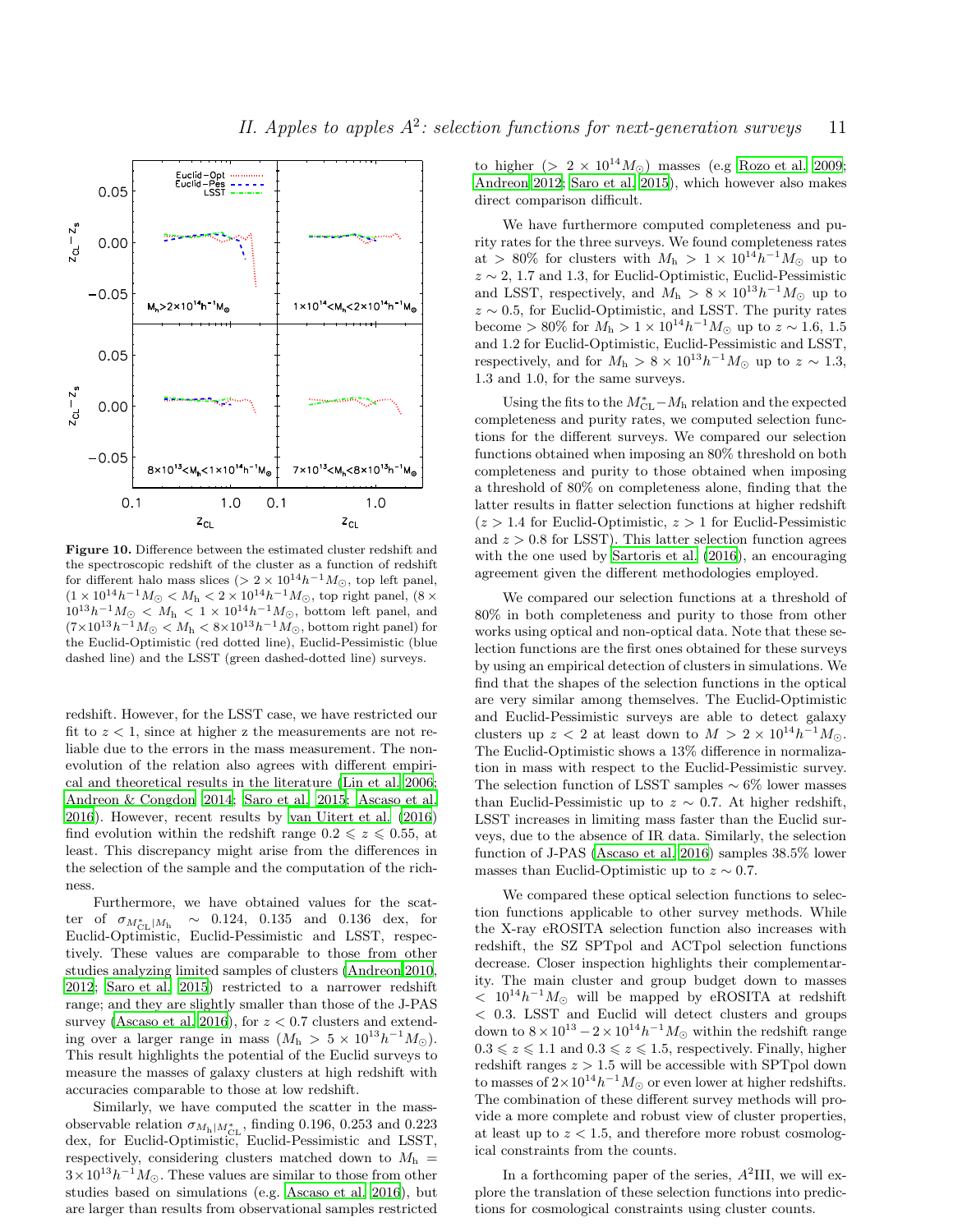**Figure 10.** Difference between the estimated cluster redshift and the spectroscopic redshift of the cluster as a function of redshift for different halo mass slices ($> 2\times10^{14}h^{-1}M_\odot$, top left panel, ($1\times10^{14}h^{-1}M_\odot < M_h < 2\times10^{14}h^{-1}M_\odot$, top right panel, ($8\times10^{13}h^{-1}M_\odot < M_h < 1\times10^{14}h^{-1}M_\odot$, bottom left panel, and ($7\times10^{13}h^{-1}M_\odot < M_h < 8\times10^{13}h^{-1}M_\odot$, bottom right panel) for the Euclid-Optimistic (red dotted line), Euclid-Pessimistic (blue dashed line) and the LSST (green dashed-dotted line) surveys.

redshift. However, for the LSST case, we have restricted our fit to $z < 1$, since at higher z the measurements are not reliable due to the errors in the mass measurement. The non-evolution of the relation also agrees with different empirical and theoretical results in the literature (Lin et al. 2006; Andreon & Congdon 2014; Saro et al. 2015; Ascaso et al. 2016). However, recent results by van Uitert et al. (2016) find evolution within the redshift range $0.2 \leqslant z \leqslant 0.55$, at least. This discrepancy might arise from the differences in the selection of the sample and the computation of the richness.

Furthermore, we have obtained values for the scatter of $\sigma_{M^*_{\rm CL}|M_{\rm h}} \sim 0.124$, 0.135 and 0.136 dex, for Euclid-Optimistic, Euclid-Pessimistic and LSST, respectively. These values are comparable to those from other studies analyzing limited samples of clusters (Andreon 2010, 2012; Saro et al. 2015) restricted to a narrower redshift range; and they are slightly smaller than those of the J-PAS survey (Ascaso et al. 2016), for $z < 0.7$ clusters and extending over a larger range in mass ($M_{\rm h} > 5\times10^{13}h^{-1}M_\odot$). This result highlights the potential of the Euclid surveys to measure the masses of galaxy clusters at high redshift with accuracies comparable to those at low redshift.

Similarly, we have computed the scatter in the mass-observable relation $\sigma_{M_{\rm h}|M^*_{\rm CL}}$, finding 0.196, 0.253 and 0.223 dex, for Euclid-Optimistic, Euclid-Pessimistic and LSST, respectively, considering clusters matched down to $M_{\rm h} = 3\times10^{13}h^{-1}M_\odot$. These values are similar to those from other studies based on simulations (e.g. Ascaso et al. 2016), but are larger than results from observational samples restricted to higher ($> 2\times10^{14}M_\odot$) masses (e.g Rozo et al. 2009; Andreon 2012; Saro et al. 2015), which however also makes direct comparison difficult.

We have furthermore computed completeness and purity rates for the three surveys. We found completeness rates at $> 80\%$ for clusters with $M_{\rm h} > 1\times10^{14}h^{-1}M_\odot$ up to $z \sim 2$, 1.7 and 1.3, for Euclid-Optimistic, Euclid-Pessimistic and LSST, respectively, and $M_{\rm h} > 8\times10^{13}h^{-1}M_\odot$ up to $z \sim 0.5$, for Euclid-Optimistic, and LSST. The purity rates become $> 80\%$ for $M_{\rm h} > 1\times10^{14}h^{-1}M_\odot$ up to $z \sim 1.6$, 1.5 and 1.2 for Euclid-Optimistic, Euclid-Pessimistic and LSST, respectively, and for $M_{\rm h} > 8\times10^{13}h^{-1}M_\odot$ up to $z \sim 1.3$, 1.3 and 1.0, for the same surveys.

Using the fits to the $M^*_{\rm CL}-M_{\rm h}$ relation and the expected completeness and purity rates, we computed selection functions for the different surveys. We compared our selection functions obtained when imposing an 80% threshold on both completeness and purity to those obtained when imposing a threshold of 80% on completeness alone, finding that the latter results in flatter selection functions at higher redshift ($z > 1.4$ for Euclid-Optimistic, $z > 1$ for Euclid-Pessimistic and $z > 0.8$ for LSST). This latter selection function agrees with the one used by Sartoris et al. (2016), an encouraging agreement given the different methodologies employed.

We compared our selection functions at a threshold of 80% in both completeness and purity to those from other works using optical and non-optical data. Note that these selection functions are the first ones obtained for these surveys by using an empirical detection of clusters in simulations. We find that the shapes of the selection functions in the optical are very similar among themselves. The Euclid-Optimistic and Euclid-Pessimistic surveys are able to detect galaxy clusters up $z < 2$ at least down to $M > 2\times10^{14}h^{-1}M_\odot$. The Euclid-Optimistic shows a 13% difference in normalization in mass with respect to the Euclid-Pessimistic survey. The selection function of LSST samples $\sim 6\%$ lower masses than Euclid-Pessimistic up to $z \sim 0.7$. At higher redshift, LSST increases in limiting mass faster than the Euclid surveys, due to the absence of IR data. Similarly, the selection function of J-PAS (Ascaso et al. 2016) samples 38.5% lower masses than Euclid-Optimistic up to $z \sim 0.7$.

We compared these optical selection functions to selection functions applicable to other survey methods. While the X-ray eROSITA selection function also increases with redshift, the SZ SPTpol and ACTpol selection functions decrease. Closer inspection highlights their complementarity. The main cluster and group budget down to masses $< 10^{14}h^{-1}M_\odot$ will be mapped by eROSITA at redshift $< 0.3$. LSST and Euclid will detect clusters and groups down to $8\times10^{13} - 2\times10^{14}h^{-1}M_\odot$ within the redshift range $0.3 \leqslant z \leqslant 1.1$ and $0.3 \leqslant z \leqslant 1.5$, respectively. Finally, higher redshift ranges $z > 1.5$ will be accessible with SPTpol down to masses of $2\times10^{14}h^{-1}M_\odot$ or even lower at higher redshifts. The combination of these different survey methods will provide a more complete and robust view of cluster properties, at least up to $z < 1.5$, and therefore more robust cosmological constraints from the counts.

In a forthcoming paper of the series, $A^2$III, we will explore the translation of these selection functions into predictions for cosmological constraints using cluster counts.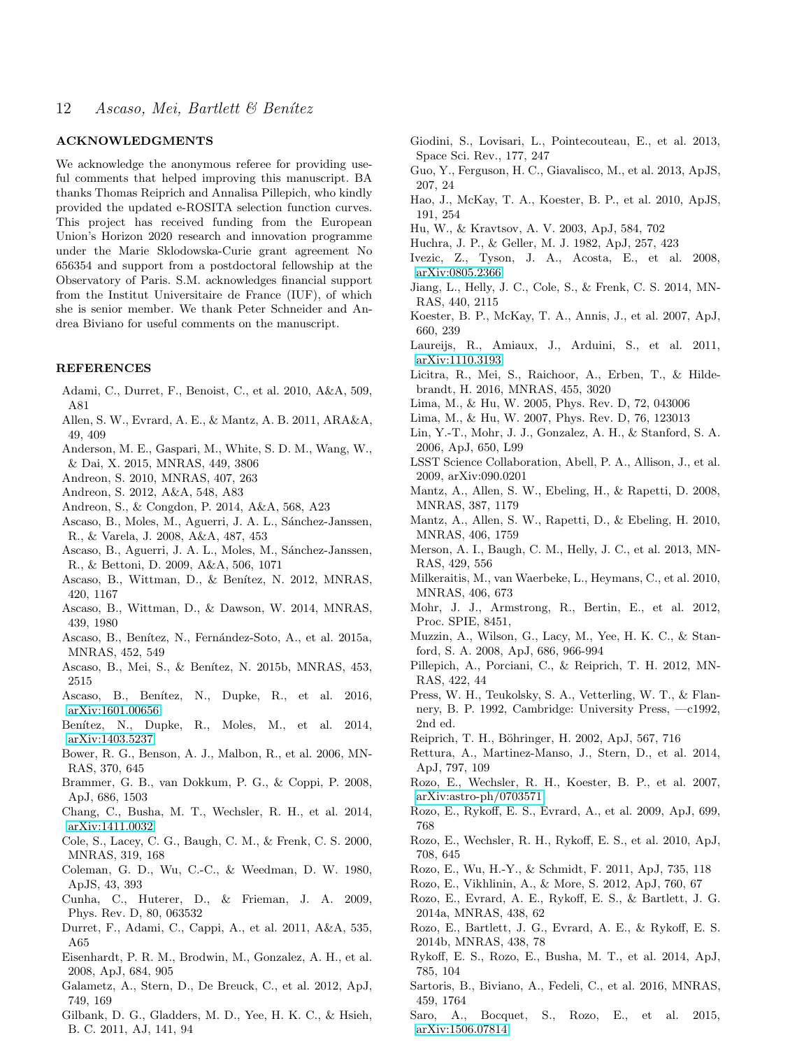## ACKNOWLEDGMENTS

We acknowledge the anonymous referee for providing useful comments that helped improving this manuscript. BA thanks Thomas Reiprich and Annalisa Pillepich, who kindly provided the updated e-ROSITA selection function curves. This project has received funding from the European Union's Horizon 2020 research and innovation programme under the Marie Sklodowska-Curie grant agreement No 656354 and support from a postdoctoral fellowship at the Observatory of Paris. S.M. acknowledges financial support from the Institut Universitaire de France (IUF), of which she is senior member. We thank Peter Schneider and Andrea Biviano for useful comments on the manuscript.

## REFERENCES

Adami, C., Durret, F., Benoist, C., et al. 2010, A&A, 509, A81

Allen, S. W., Evrard, A. E., & Mantz, A. B. 2011, ARA&A, 49, 409

Anderson, M. E., Gaspari, M., White, S. D. M., Wang, W., & Dai, X. 2015, MNRAS, 449, 3806

Andreon, S. 2010, MNRAS, 407, 263

Andreon, S. 2012, A&A, 548, A83

Andreon, S., & Congdon, P. 2014, A&A, 568, A23

Ascaso, B., Moles, M., Aguerri, J. A. L., Sánchez-Janssen, R., & Varela, J. 2008, A&A, 487, 453

Ascaso, B., Aguerri, J. A. L., Moles, M., Sánchez-Janssen, R., & Bettoni, D. 2009, A&A, 506, 1071

Ascaso, B., Wittman, D., & Benítez, N. 2012, MNRAS, 420, 1167

Ascaso, B., Wittman, D., & Dawson, W. 2014, MNRAS, 439, 1980

Ascaso, B., Benítez, N., Fernández-Soto, A., et al. 2015a, MNRAS, 452, 549

Ascaso, B., Mei, S., & Benítez, N. 2015b, MNRAS, 453, 2515

Ascaso, B., Benítez, N., Dupke, R., et al. 2016, arXiv:1601.00656

Benítez, N., Dupke, R., Moles, M., et al. 2014, arXiv:1403.5237

Bower, R. G., Benson, A. J., Malbon, R., et al. 2006, MNRAS, 370, 645

Brammer, G. B., van Dokkum, P. G., & Coppi, P. 2008, ApJ, 686, 1503

Chang, C., Busha, M. T., Wechsler, R. H., et al. 2014, arXiv:1411.0032

Cole, S., Lacey, C. G., Baugh, C. M., & Frenk, C. S. 2000, MNRAS, 319, 168

Coleman, G. D., Wu, C.-C., & Weedman, D. W. 1980, ApJS, 43, 393

Cunha, C., Huterer, D., & Frieman, J. A. 2009, Phys. Rev. D, 80, 063532

Durret, F., Adami, C., Cappi, A., et al. 2011, A&A, 535, A65

Eisenhardt, P. R. M., Brodwin, M., Gonzalez, A. H., et al. 2008, ApJ, 684, 905

Galametz, A., Stern, D., De Breuck, C., et al. 2012, ApJ, 749, 169

Gilbank, D. G., Gladders, M. D., Yee, H. K. C., & Hsieh, B. C. 2011, AJ, 141, 94

Giodini, S., Lovisari, L., Pointecouteau, E., et al. 2013, Space Sci. Rev., 177, 247

Guo, Y., Ferguson, H. C., Giavalisco, M., et al. 2013, ApJS, 207, 24

Hao, J., McKay, T. A., Koester, B. P., et al. 2010, ApJS, 191, 254

Hu, W., & Kravtsov, A. V. 2003, ApJ, 584, 702

Huchra, J. P., & Geller, M. J. 1982, ApJ, 257, 423

Ivezic, Z., Tyson, J. A., Acosta, E., et al. 2008, arXiv:0805.2366

Jiang, L., Helly, J. C., Cole, S., & Frenk, C. S. 2014, MNRAS, 440, 2115

Koester, B. P., McKay, T. A., Annis, J., et al. 2007, ApJ, 660, 239

Laureijs, R., Amiaux, J., Arduini, S., et al. 2011, arXiv:1110.3193

Licitra, R., Mei, S., Raichoor, A., Erben, T., & Hildebrandt, H. 2016, MNRAS, 455, 3020

Lima, M., & Hu, W. 2005, Phys. Rev. D, 72, 043006

Lima, M., & Hu, W. 2007, Phys. Rev. D, 76, 123013

Lin, Y.-T., Mohr, J. J., Gonzalez, A. H., & Stanford, S. A. 2006, ApJ, 650, L99

LSST Science Collaboration, Abell, P. A., Allison, J., et al. 2009, arXiv:090.0201

Mantz, A., Allen, S. W., Ebeling, H., & Rapetti, D. 2008, MNRAS, 387, 1179

Mantz, A., Allen, S. W., Rapetti, D., & Ebeling, H. 2010, MNRAS, 406, 1759

Merson, A. I., Baugh, C. M., Helly, J. C., et al. 2013, MNRAS, 429, 556

Milkeraitis, M., van Waerbeke, L., Heymans, C., et al. 2010, MNRAS, 406, 673

Mohr, J. J., Armstrong, R., Bertin, E., et al. 2012, Proc. SPIE, 8451,

Muzzin, A., Wilson, G., Lacy, M., Yee, H. K. C., & Stanford, S. A. 2008, ApJ, 686, 966-994

Pillepich, A., Porciani, C., & Reiprich, T. H. 2012, MNRAS, 422, 44

Press, W. H., Teukolsky, S. A., Vetterling, W. T., & Flannery, B. P. 1992, Cambridge: University Press, —c1992, 2nd ed.

Reiprich, T. H., Böhringer, H. 2002, ApJ, 567, 716

Rettura, A., Martinez-Manso, J., Stern, D., et al. 2014, ApJ, 797, 109

Rozo, E., Wechsler, R. H., Koester, B. P., et al. 2007, arXiv:astro-ph/0703571

Rozo, E., Rykoff, E. S., Evrard, A., et al. 2009, ApJ, 699, 768

Rozo, E., Wechsler, R. H., Rykoff, E. S., et al. 2010, ApJ, 708, 645

Rozo, E., Wu, H.-Y., & Schmidt, F. 2011, ApJ, 735, 118

Rozo, E., Vikhlinin, A., & More, S. 2012, ApJ, 760, 67

Rozo, E., Evrard, A. E., Rykoff, E. S., & Bartlett, J. G. 2014a, MNRAS, 438, 62

Rozo, E., Bartlett, J. G., Evrard, A. E., & Rykoff, E. S. 2014b, MNRAS, 438, 78

Rykoff, E. S., Rozo, E., Busha, M. T., et al. 2014, ApJ, 785, 104

Sartoris, B., Biviano, A., Fedeli, C., et al. 2016, MNRAS, 459, 1764

Saro, A., Bocquet, S., Rozo, E., et al. 2015, arXiv:1506.07814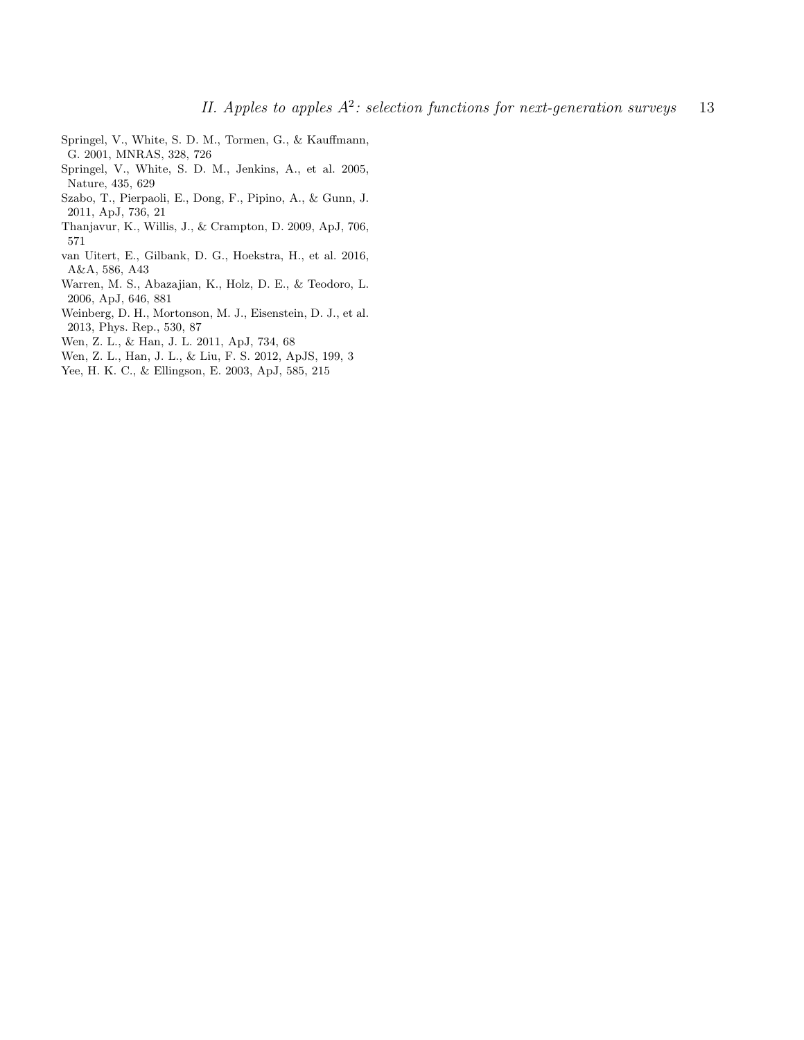Springel, V., White, S. D. M., Tormen, G., & Kauffmann, G. 2001, MNRAS, 328, 726

Springel, V., White, S. D. M., Jenkins, A., et al. 2005, Nature, 435, 629

Szabo, T., Pierpaoli, E., Dong, F., Pipino, A., & Gunn, J. 2011, ApJ, 736, 21

Thanjavur, K., Willis, J., & Crampton, D. 2009, ApJ, 706, 571

van Uitert, E., Gilbank, D. G., Hoekstra, H., et al. 2016, A&A, 586, A43

Warren, M. S., Abazajian, K., Holz, D. E., & Teodoro, L. 2006, ApJ, 646, 881

Weinberg, D. H., Mortonson, M. J., Eisenstein, D. J., et al. 2013, Phys. Rep., 530, 87

Wen, Z. L., & Han, J. L. 2011, ApJ, 734, 68

Wen, Z. L., Han, J. L., & Liu, F. S. 2012, ApJS, 199, 3

Yee, H. K. C., & Ellingson, E. 2003, ApJ, 585, 215